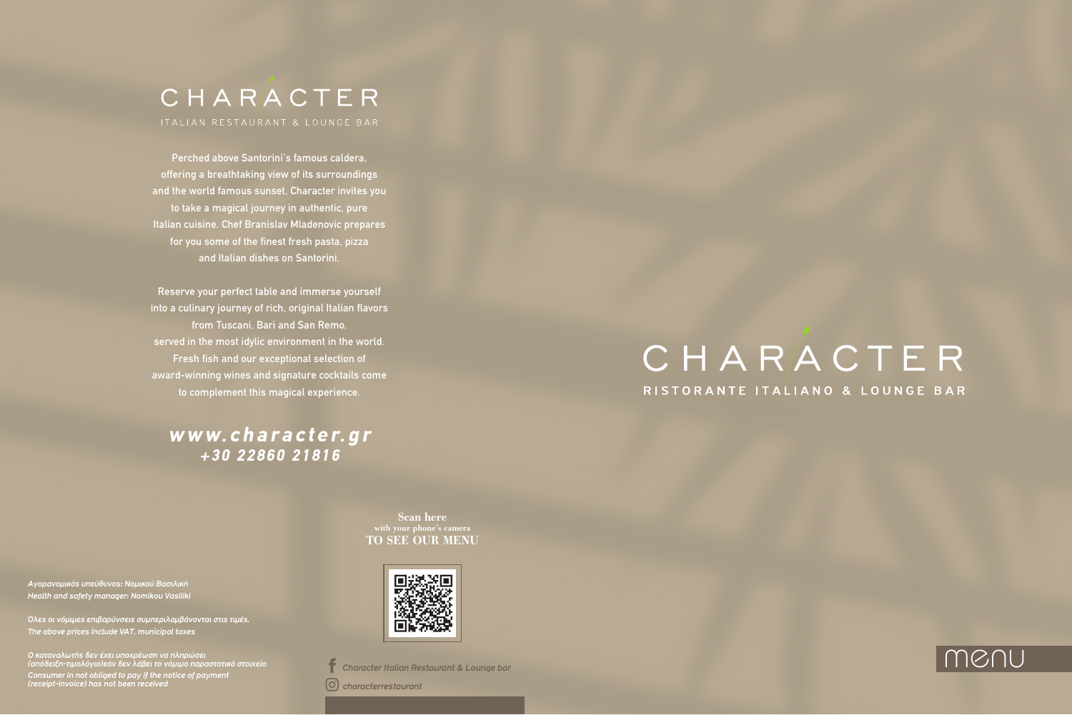# CHARACTER

ITALIAN RESTAURANT & LOUNGE BAR

Perched above Santorini's famous caldera, offering a breathtaking view of its surroundings and the world famous sunset, Character invites you to take a magical journey in authentic, pure Italian cuisine. Chef Branislav Mladenovic prepares for you some of the finest fresh pasta, pizza and Italian dishes on Santorini.

Reserve your perfect table and immerse yourself into a culinary journey of rich, original Italian flavors from Tuscani, Bari and San Remo, served in the most idylic environment in the world. Fresh fish and our exceptional selection of award-winning wines and signature cocktails come to complement this magical experience.

***www.character.gr***
***+30 22860 21816***

**Scan here**
with your phone's camera
**TO SEE OUR MENU**

*Αγορανομικός υπεύθυνος: Νομικού Βασιλική*
*Health and safety manager: Nomikou Vasiliki*

*Όλες οι νόμιμες επιβαρύνσεις συμπεριλαμβάνονται στις τιμές.*
*The above prices include VAT, municipal taxes*

*Ο καταναλωτής δεν έχει υποχρέωση να πληρώσει (απόδειξη-τιμολόγιο)εάν δεν λάβει το νόμιμο παραστατικό στοιχείο*
*Consumer in not obliged to pay if the notice of payment (receipt-invoice) has not been received*

*Character Italian Restaurant & Lounge bar*
*characterrestaurant*

# CHARACTER

RISTORANTE ITALIANO & LOUNGE BAR

menu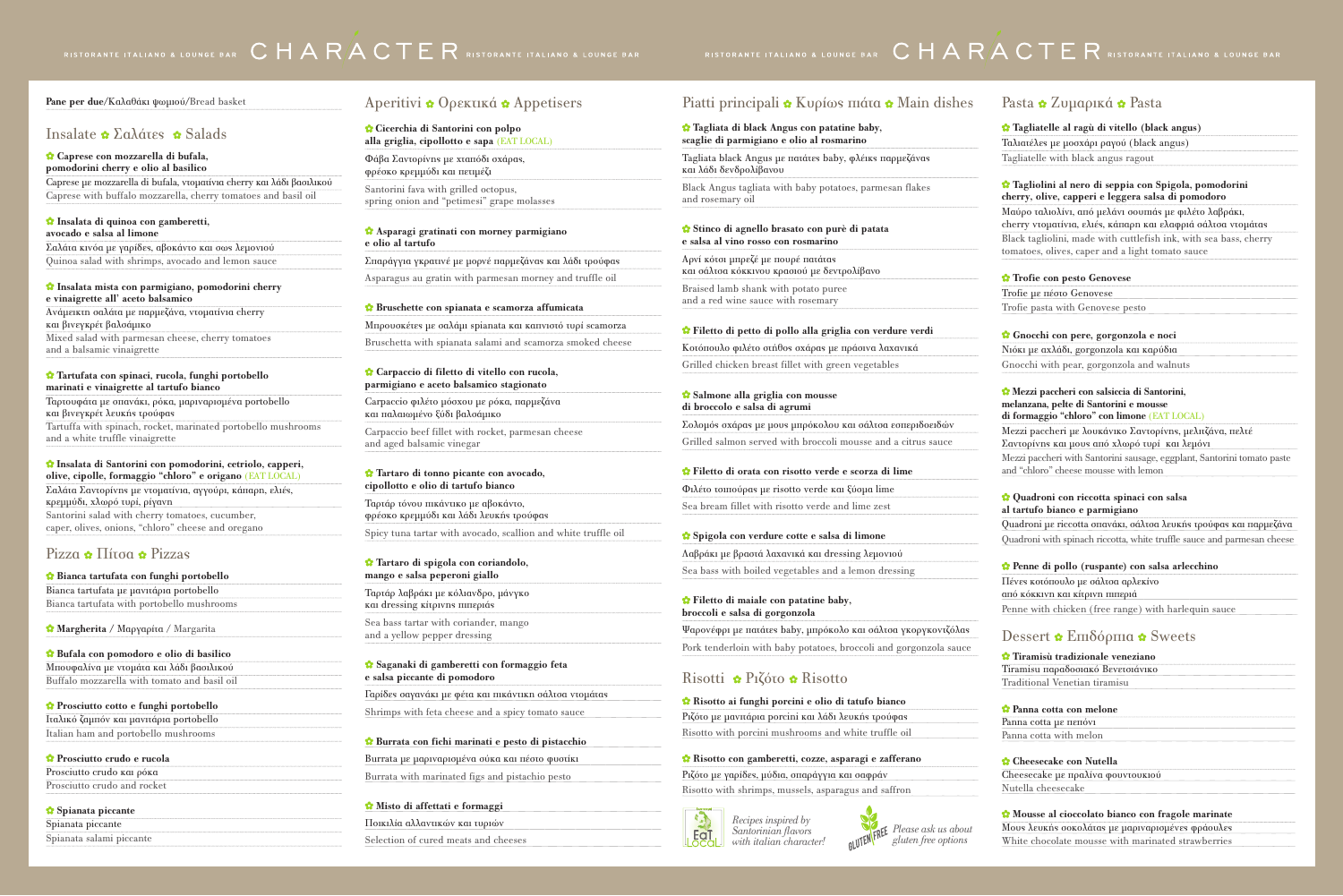**Pane per due**/Καλαθάκι ψωμιού/Bread basket

## Insalate ✿ Σαλάτες ✿ Salads

**✿ Caprese con mozzarella di bufala, pomodorini cherry e olio al basilico**
Caprese με mozzarella di bufala, ντοματίνια cherry και λάδι βασιλικού
Caprese with buffalo mozzarella, cherry tomatoes and basil oil

**✿ Insalata di quinoa con gamberetti, avocado e salsa al limone**
Σαλάτα κινόα με γαρίδες, αβοκάντο και σως λεμονιού
Quinoa salad with shrimps, avocado and lemon sauce

**✿ Insalata mista con parmigiano, pomodorini cherry e vinaigrette all' aceto balsamico**
Ανάμεικτη σαλάτα με παρμεζάνα, ντοματίνια cherry και βινεγκρέτ βαλσάμικο
Mixed salad with parmesan cheese, cherry tomatoes and a balsamic vinaigrette

**✿ Tartufata con spinaci, rucola, funghi portobello marinati e vinaigrette al tartufo bianco**
Ταρτουφάτα με σπανάκι, ρόκα, μαριναρισμένα portobello και βινεγκρέτ λευκής τρούφας
Tartuffa with spinach, rocket, marinated portobello mushrooms and a white truffle vinaigrette

**✿ Insalata di Santorini con pomodorini, cetriolo, capperi, olive, cipolle, formaggio "chloro" e origano** (EAT LOCAL)
Σαλάτα Σαντορίνης με ντοματίνια, αγγούρι, κάπαρη, ελιές, κρεμμύδι, χλωρό τυρί, ρίγανη
Santorini salad with cherry tomatoes, cucumber, caper, olives, onions, "chloro" cheese and oregano

## Pizza ✿ Πίτσα ✿ Pizzas

**✿ Bianca tartufata con funghi portobello**
Bianca tartufata με μανιτάρια portobello
Bianca tartufata with portobello mushrooms

**✿ Margherita** / Μαργαρίτα / Margarita

**✿ Bufala con pomodoro e olio di basilico**
Μπουφαλίνα με ντομάτα και λάδι βασιλικού
Buffalo mozzarella with tomato and basil oil

**✿ Prosciutto cotto e funghi portobello**
Ιταλικό ζαμπόν και μανιτάρια portobello
Italian ham and portobello mushrooms

**✿ Prosciutto crudo e rucola**
Prosciutto crudo και ρόκα
Prosciutto crudo and rocket

**✿ Spianata piccante**
Spianata piccante
Spianata salami piccante

## Aperitivi ✿ Ορεκτικά ✿ Appetisers

**✿ Cicerchia di Santorini con polpo alla griglia, cipollotto e sapa** (EAT LOCAL)
Φάβα Σαντορίνης με χταπόδι σχάρας, φρέσκο κρεμμύδι και πετιμέζι
Santorini fava with grilled octopus, spring onion and "petimesi" grape molasses

**✿ Asparagi gratinati con morney parmigiano e olio al tartufo**
Σπαράγγια γκρατινέ με μορνέ παρμεζάνας και λάδι τρούφας
Asparagus au gratin with parmesan morney and truffle oil

**✿ Bruschette con spianata e scamorza affumicata**
Μπρουσκέτες με σαλάμι spianata και καπνιστό τυρί scamorza
Bruschetta with spianata salami and scamorza smoked cheese

**✿ Carpaccio di filetto di vitello con rucola, parmigiano e aceto balsamico stagionato**
Carpaccio φιλέτο μόσχου με ρόκα, παρμεζάνα και παλαιωμένο ξύδι βαλσάμικο
Carpaccio beef fillet with rocket, parmesan cheese and aged balsamic vinegar

**✿ Tartaro di tonno picante con avocado, cipollotto e olio di tartufo bianco**
Ταρτάρ τόνου πικάντικο με αβοκάντο, φρέσκο κρεμμύδι και λάδι λευκής τρούφας
Spicy tuna tartar with avocado, scallion and white truffle oil

**✿ Tartaro di spigola con coriandolo, mango e salsa peperoni giallo**
Ταρτάρ λαβράκι με κόλιανδρο, μάνγκο και dressing κίτρινης πιπεριάς
Sea bass tartar with coriander, mango and a yellow pepper dressing

**✿ Saganaki di gamberetti con formaggio feta e salsa piccante di pomodoro**
Γαρίδες σαγανάκι με φέτα και πικάντικη σάλτσα ντομάτας
Shrimps with feta cheese and a spicy tomato sauce

**✿ Burrata con fichi marinati e pesto di pistacchio**
Burrata με μαριναρισμένα σύκα και πέστο φιστίκι
Burrata with marinated figs and pistachio pesto

**✿ Misto di affettati e formaggi**
Ποικιλία αλλαντικών και τυριών
Selection of cured meats and cheeses

## Piatti principali ✿ Κυρίως πιάτα ✿ Main dishes

**✿ Tagliata di black Angus con patatine baby, scaglie di parmigiano e olio al rosmarino**
Ταλιάτα black Angus με πατάτες baby, φλέικς παρμεζάνας και λάδι δενδρολίβανου
Black Angus tagliata with baby potatoes, parmesan flakes and rosemary oil

**✿ Stinco di agnello brasato con purè di patata e salsa al vino rosso con rosmarino**
Αρνί κότσι μπρεζέ με πουρέ πατάτας και σάλτσα κόκκινου κρασιού με δεντρολίβανο
Braised lamb shank with potato puree and a red wine sauce with rosemary

**✿ Filetto di petto di pollo alla griglia con verdure verdi**
Κοτόπουλο φιλέτο στήθος σχάρας με πράσινα λαχανικά
Grilled chicken breast fillet with green vegetables

**✿ Salmone alla griglia con mousse di broccolo e salsa di agrumi**
Σολομός σχάρας με μους μπρόκολου και σάλτσα εσπεριδοειδών
Grilled salmon served with broccoli mousse and a citrus sauce

**✿ Filetto di orata con risotto verde e scorza di lime**
Φιλέτο τσιπούρας με risotto verde και ξύσμα lime
Sea bream fillet with risotto verde and lime zest

**✿ Spigola con verdure cotte e salsa di limone**
Λαβράκι με βραστά λαχανικά και dressing λεμονιού
Sea bass with boiled vegetables and a lemon dressing

**✿ Filetto di maiale con patatine baby, broccoli e salsa di gorgonzola**
Ψαρονέφρι με πατάτες baby, μπρόκολο και σάλτσα γκοργκοντζόλας
Pork tenderloin with baby potatoes, broccoli and gorgonzola sauce

## Risotti ✿ Ριζότο ✿ Risotto

**✿ Risotto ai funghi porcini e olio di tatufo bianco**
Ριζότο με μανιτάρια porcini και λάδι λευκής τρούφας
Risotto with porcini mushrooms and white truffle oil

**✿ Risotto con gamberetti, cozze, asparagi e zafferano**
Ριζότο με γαρίδες, μύδια, σπαράγγια και σαφράν
Risotto with shrimps, mussels, asparagus and saffron

*Recipes inspired by Santorinian flavors with italian character!*

*Please ask us about gluten free options*

## Pasta ✿ Ζυμαρικά ✿ Pasta

**✿ Tagliatelle al ragù di vitello (black angus)**
Ταλιατέλες με μοσχάρι ραγού (black angus)
Tagliatelle with black angus ragout

**✿ Tagliolini al nero di seppia con Spigola, pomodorini cherry, olive, capperi e leggera salsa di pomodoro**
Μαύρο ταλιολίνι, από μελάνι σουπιάς με φιλέτο λαβράκι, cherry ντοματίνια, ελιές, κάπαρη και ελαφριά σάλτσα ντομάτας
Black tagliolini, made with cuttlefish ink, with sea bass, cherry tomatoes, olives, caper and a light tomato sauce

**✿ Trofie con pesto Genovese**
Trofie με πέστο Genovese
Trofie pasta with Genovese pesto

**✿ Gnocchi con pere, gorgonzola e noci**
Νιόκι με αχλάδι, gorgonzola και καρύδια
Gnocchi with pear, gorgonzola and walnuts

**✿ Mezzi paccheri con salsiccia di Santorini, melanzana, pelte di Santorini e mousse di formaggio "chloro" con limone** (EAT LOCAL)
Mezzi paccheri με λουκάνικο Σαντορίνης, μελιτζάνα, πελτέ Σαντορίνης και μους από χλωρό τυρί και λεμόνι
Mezzi paccheri with Santorini sausage, eggplant, Santorini tomato paste and "chloro" cheese mousse with lemon

**✿ Quadroni con riccotta spinaci con salsa al tartufo bianco e parmigiano**
Quadroni με riccotta σπανάκι, σάλτσα λευκής τρούφας και παρμεζάνα
Quadroni with spinach riccotta, white truffle sauce and parmesan cheese

**✿ Penne di pollo (ruspante) con salsa arlecchino**
Πένες κοτόπουλο με σάλτσα αρλεκίνο από κόκκινη και κίτρινη πιπεριά
Penne with chicken (free range) with harlequin sauce

## Dessert ✿ Επιδόρπια ✿ Sweets

**✿ Tiramisù tradizionale veneziano**
Tiramisu παραδοσιακό Βενετσιάνικο
Traditional Venetian tiramisu

**✿ Panna cotta con melone**
Panna cotta με πεπόνι
Panna cotta with melon

**✿ Cheesecake con Nutella**
Cheesecake με πραλίνα φουντουκιού
Nutella cheesecake

**✿ Mousse al cioccolato bianco con fragole marinate**
Μους λευκής σοκολάτας με μαριναρισμένες φράουλες
White chocolate mousse with marinated strawberries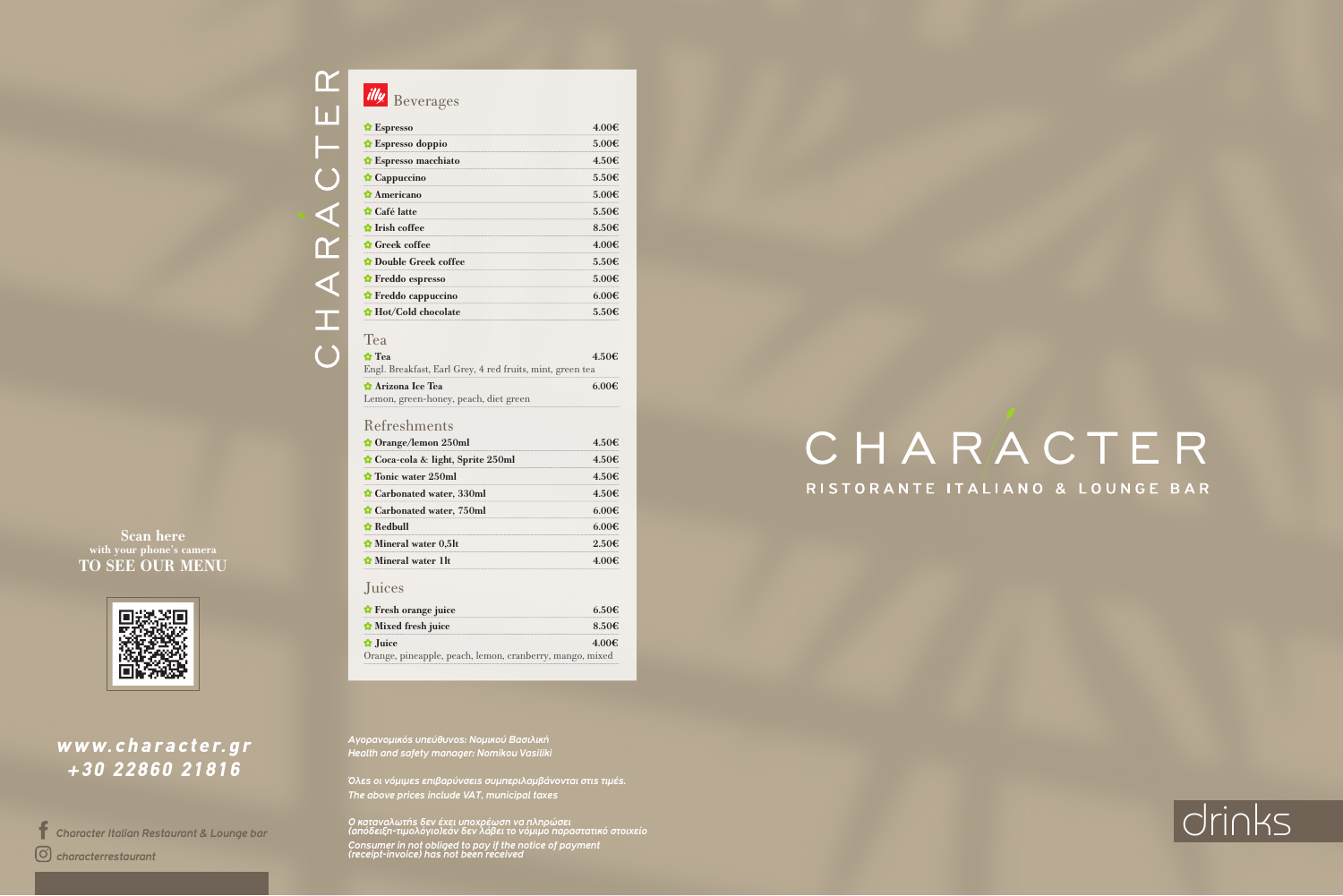Scan here
with your phone's camera
**TO SEE OUR MENU**

***www.character.gr***
***+30 22860 21816***

*Character Italian Restaurant & Lounge bar*

*characterrestaurant*

CHARACTER

## illy Beverages

| Item | Price |
|---|---|
| **Espresso** | 4.00€ |
| **Espresso doppio** | 5.00€ |
| **Espresso macchiato** | 4.50€ |
| **Cappuccino** | 5.50€ |
| **Americano** | 5.00€ |
| **Café latte** | 5.50€ |
| **Irish coffee** | 8.50€ |
| **Greek coffee** | 4.00€ |
| **Double Greek coffee** | 5.50€ |
| **Freddo espresso** | 5.00€ |
| **Freddo cappuccino** | 6.00€ |
| **Hot/Cold chocolate** | 5.50€ |

## Tea

| Item | Price |
|---|---|
| **Tea**<br>Engl. Breakfast, Earl Grey, 4 red fruits, mint, green tea | 4.50€ |
| **Arizona Ice Tea**<br>Lemon, green-honey, peach, diet green | 6.00€ |

## Refreshments

| Item | Price |
|---|---|
| **Orange/lemon 250ml** | 4.50€ |
| **Coca-cola & light, Sprite 250ml** | 4.50€ |
| **Tonic water 250ml** | 4.50€ |
| **Carbonated water, 330ml** | 4.50€ |
| **Carbonated water, 750ml** | 6.00€ |
| **Redbull** | 6.00€ |
| **Mineral water 0,5lt** | 2.50€ |
| **Mineral water 1lt** | 4.00€ |

## Juices

| Item | Price |
|---|---|
| **Fresh orange juice** | 6.50€ |
| **Mixed fresh juice** | 8.50€ |
| **Juice**<br>Orange, pineapple, peach, lemon, cranberry, mango, mixed | 4.00€ |

*Αγορανομικός υπεύθυνος: Νομικού Βασιλική*
*Health and safety manager: Nomikou Vasiliki*

*Όλες οι νόμιμες επιβαρύνσεις συμπεριλαμβάνονται στις τιμές.*
*The above prices include VAT, municipal taxes*

*Ο καταναλωτής δεν έχει υποχρέωση να πληρώσει (απόδειξη-τιμολόγιο)εάν δεν λάβει το νόμιμο παραστατικό στοιχείο*
*Consumer in not obliged to pay if the notice of payment (receipt-invoice) has not been received*

# CHARACTER

RISTORANTE ITALIANO & LOUNGE BAR

drinks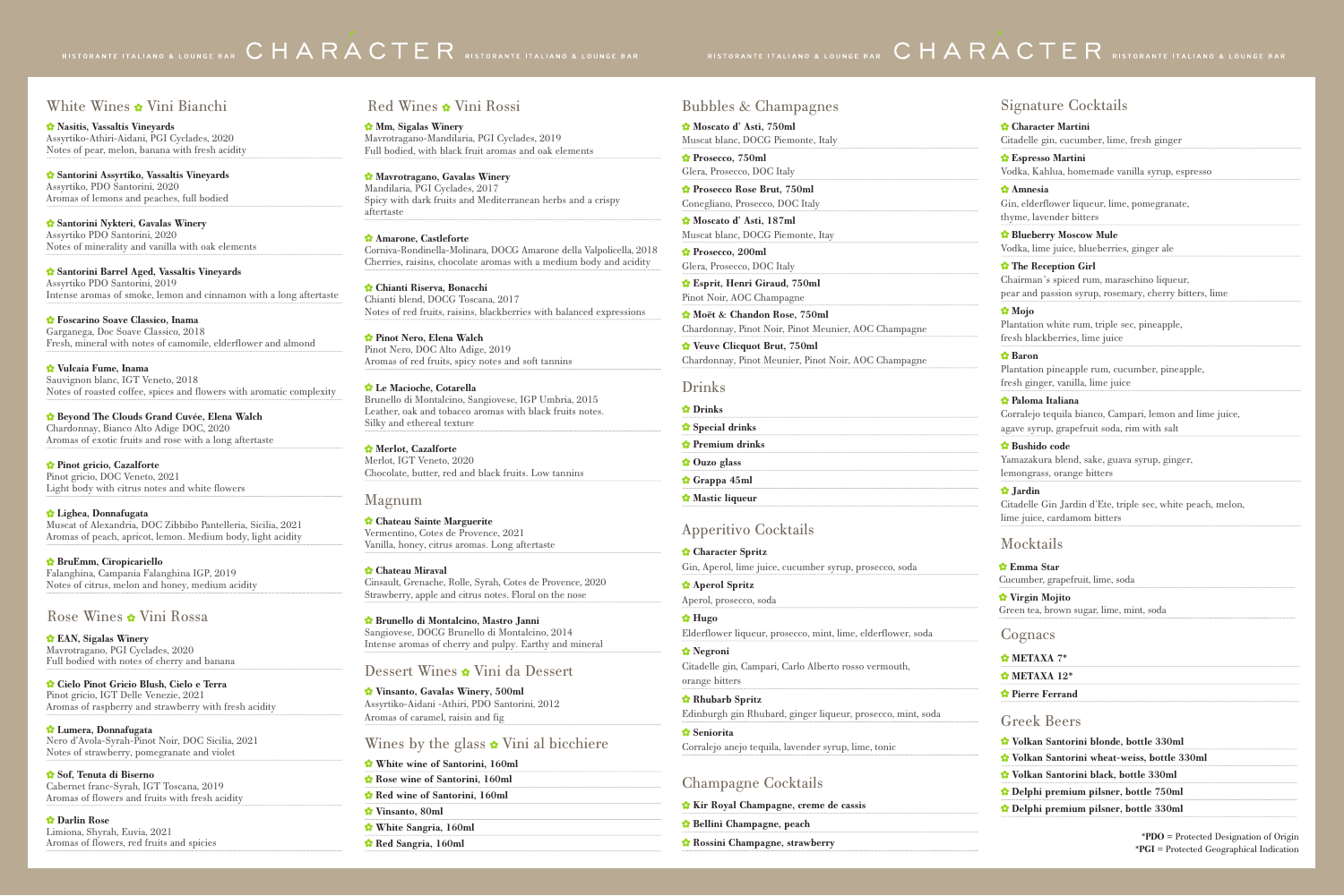## White Wines ✿ Vini Bianchi

**Nasitis, Vassaltis Vineyards**
Assyrtiko-Athiri-Aidani, PGI Cyclades, 2020
Notes of pear, melon, banana with fresh acidity

**Santorini Assyrtiko, Vassaltis Vineyards**
Assyrtiko, PDO Santorini, 2020
Aromas of lemons and peaches, full bodied

**Santorini Nykteri, Gavalas Winery**
Assyrtiko PDO Santorini, 2020
Notes of minerality and vanilla with oak elements

**Santorini Barrel Aged, Vassaltis Vineyards**
Assyrtiko PDO Santorini, 2019
Intense aromas of smoke, lemon and cinnamon with a long aftertaste

**Foscarino Soave Classico, Inama**
Garganega, Doc Soave Classico, 2018
Fresh, mineral with notes of camomile, elderflower and almond

**Vulcaia Fume, Inama**
Sauvignon blanc, IGT Veneto, 2018
Notes of roasted coffee, spices and flowers with aromatic complexity

**Beyond The Clouds Grand Cuvée, Elena Walch**
Chardonnay, Bianco Alto Adige DOC, 2020
Aromas of exotic fruits and rose with a long aftertaste

**Pinot gricio, Cazalforte**
Pinot gricio, DOC Veneto, 2021
Light body with citrus notes and white flowers

**Lighea, Donnafugata**
Muscat of Alexandria, DOC Zibbibo Pantelleria, Sicilia, 2021
Aromas of peach, apricot, lemon. Medium body, light acidity

**BruEmm, Ciropicariello**
Falanghina, Campania Falanghina IGP, 2019
Notes of citrus, melon and honey, medium acidity

## Rose Wines ✿ Vini Rossa

**EAN, Sigalas Winery**
Mavrotragano, PGI Cyclades, 2020
Full bodied with notes of cherry and banana

**Cielo Pinot Gricio Blush, Cielo e Terra**
Pinot gricio, IGT Delle Venezie, 2021
Aromas of raspberry and strawberry with fresh acidity

**Lumera, Donnafugata**
Nero d'Avola-Syrah-Pinot Noir, DOC Sicilia, 2021
Notes of strawberry, pomegranate and violet

**Sof, Tenuta di Biserno**
Cabernet franc-Syrah, IGT Toscana, 2019
Aromas of flowers and fruits with fresh acidity

**Darlin Rose**
Limiona, Shyrah, Euvia, 2021
Aromas of flowers, red fruits and spicies

## Red Wines ✿ Vini Rossi

**Mm, Sigalas Winery**
Mavrotragano-Mandilaria, PGI Cyclades, 2019
Full bodied, with black fruit aromas and oak elements

**Mavrotragano, Gavalas Winery**
Mandilaria, PGI Cyclades, 2017
Spicy with dark fruits and Mediterranean herbs and a crispy aftertaste

**Amarone, Castleforte**
Corniva-Rondinella-Molinara, DOCG Amarone della Valpolicella, 2018
Cherries, raisins, chocolate aromas with a medium body and acidity

**Chianti Riserva, Bonacchi**
Chianti blend, DOCG Toscana, 2017
Notes of red fruits, raisins, blackberries with balanced expressions

**Pinot Nero, Elena Walch**
Pinot Nero, DOC Alto Adige, 2019
Aromas of red fruits, spicy notes and soft tannins

**Le Macioche, Cotarella**
Brunello di Montalcino, Sangiovese, IGP Umbria, 2015
Leather, oak and tobacco aromas with black fruits notes. Silky and ethereal texture

**Merlot, Cazalforte**
Merlot, IGT Veneto, 2020
Chocolate, butter, red and black fruits. Low tannins

## Magnum

**Chateau Sainte Marguerite**
Vermentino, Cotes de Provence, 2021
Vanilla, honey, citrus aromas. Long aftertaste

**Chateau Miraval**
Cinsault, Grenache, Rolle, Syrah, Cotes de Provence, 2020
Strawberry, apple and citrus notes. Floral on the nose

**Brunello di Montalcino, Mastro Janni**
Sangiovese, DOCG Brunello di Montalcino, 2014
Intense aromas of cherry and pulpy. Earthy and mineral

## Dessert Wines ✿ Vini da Dessert

**Vinsanto, Gavalas Winery, 500ml**
Assyrtiko-Aidani -Athiri, PDO Santorini, 2012
Aromas of caramel, raisin and fig

## Wines by the glass ✿ Vini al bicchiere

- **White wine of Santorini, 160ml**
- **Rose wine of Santorini, 160ml**
- **Red wine of Santorini, 160ml**
- **Vinsanto, 80ml**
- **White Sangria, 160ml**
- **Red Sangria, 160ml**

## Bubbles & Champagnes

**Moscato d' Asti, 750ml**
Muscat blanc, DOCG Piemonte, Italy

**Prosecco, 750ml**
Glera, Prosecco, DOC Italy

**Prosecco Rose Brut, 750ml**
Conegliano, Prosecco, DOC Italy

**Moscato d' Asti, 187ml**
Muscat blanc, DOCG Piemonte, Itay

**Prosecco, 200ml**
Glera, Prosecco, DOC Italy

**Esprit, Henri Giraud, 750ml**
Pinot Noir, AOC Champagne

**Moët & Chandon Rose, 750ml**
Chardonnay, Pinot Noir, Pinot Meunier, AOC Champagne

**Veuve Clicquot Brut, 750ml**
Chardonnay, Pinot Meunier, Pinot Noir, AOC Champagne

## Drinks

- **Drinks**
- **Special drinks**
- **Premium drinks**
- **Ouzo glass**
- **Grappa 45ml**
- **Mastic liqueur**

## Apperitivo Cocktails

**Character Spritz**
Gin, Aperol, lime juice, cucumber syrup, prosecco, soda

**Aperol Spritz**
Aperol, prosecco, soda

**Hugo**
Elderflower liqueur, prosecco, mint, lime, elderflower, soda

**Negroni**
Citadelle gin, Campari, Carlo Alberto rosso vermouth, orange bitters

**Rhubarb Spritz**
Edinburgh gin Rhubard, ginger liqueur, prosecco, mint, soda

**Seniorita**
Corralejo anejo tequila, lavender syrup, lime, tonic

## Champagne Cocktails

- **Kir Royal Champagne, creme de cassis**
- **Bellini Champagne, peach**
- **Rossini Champagne, strawberry**

## Signature Cocktails

**Character Martini**
Citadelle gin, cucumber, lime, fresh ginger

**Espresso Martini**
Vodka, Kahlua, homemade vanilla syrup, espresso

**Amnesia**
Gin, elderflower liqueur, lime, pomegranate, thyme, lavender bitters

**Blueberry Moscow Mule**
Vodka, lime juice, blueberries, ginger ale

**The Reception Girl**
Chairman's spiced rum, maraschino liqueur, pear and passion syrup, rosemary, cherry bitters, lime

**Mojo**
Plantation white rum, triple sec, pineapple, fresh blackberries, lime juice

**Baron**
Plantation pineapple rum, cucumber, pineapple, fresh ginger, vanilla, lime juice

**Paloma Italiana**
Corralejo tequila bianco, Campari, lemon and lime juice, agave syrup, grapefruit soda, rim with salt

**Bushido code**
Yamazakura blend, sake, guava syrup, ginger, lemongrass, orange bitters

**Jardin**
Citadelle Gin Jardin d'Ete, triple sec, white peach, melon, lime juice, cardamom bitters

## Mocktails

**Emma Star**
Cucumber, grapefruit, lime, soda

**Virgin Mojito**
Green tea, brown sugar, lime, mint, soda

## Cognacs

- **METAXA 7***
- **METAXA 12***
- **Pierre Ferrand**

## Greek Beers

- **Volkan Santorini blonde, bottle 330ml**
- **Volkan Santorini wheat-weiss, bottle 330ml**
- **Volkan Santorini black, bottle 330ml**
- **Delphi premium pilsner, bottle 750ml**
- **Delphi premium pilsner, bottle 330ml**

***PDO** = Protected Designation of Origin
***PGI** = Protected Geographical Indication